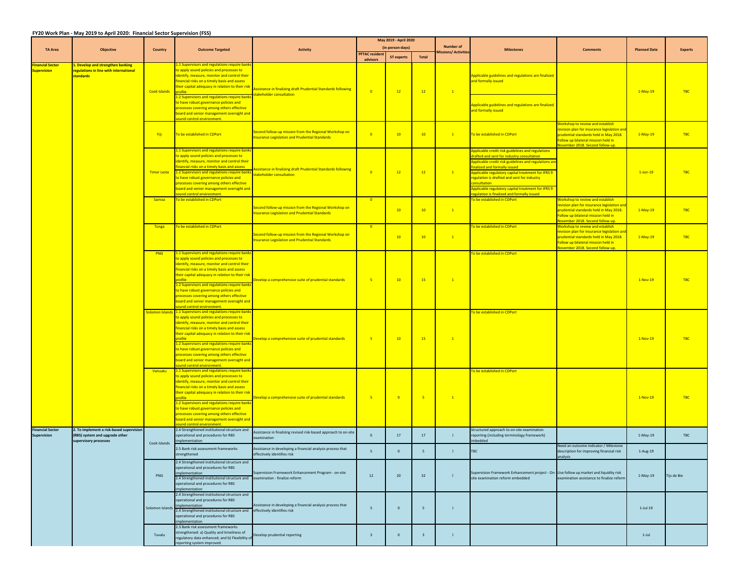## FY20 Work Plan - May 2019 to April 2020: Financial Sector Supervision (FSS)

| TA Area | Objective | Country | Outcome Targeted | Activity | May 2019 - April 2020 (in person-days) PFTAC resident advisors | ST experts | Total | Number of Missions/ Activities | Milestones | Comments | Planned Date | Experts |
|---|---|---|---|---|---|---|---|---|---|---|---|---|
| Financial Sector Supervision | 1. Develop and strengthen banking regulations in line with international standards | Cook Islands | 1.1 Supervisors and regulations require banks to apply sound policies and processes to identify, measure, monitor and control their financial risks on a timely basis and assess their capital adequacy in relation to their risk profile<br>1.2 Supervisors and regulations require banks to have robust governance policies and processes covering among others effective board and senior management oversight and sound control environment. | Assistance in finalizing draft Prudential Standards following stakeholder consultation | 0 | 12 | 12 | 1 | Applicable guidelines and regulations are finalized and formally issued<br>Applicable guidelines and regulations are finalized and formally issued | | 1-May-19 | TBC |
| | | Fiji | To be established in CDPort | Second follow-up mission from the Regional Workshop on Insurance Legislation and Prudential Standards | 0 | 10 | 10 | 1 | To be established in CDPort | Workshop to review and establish revision plan for insurance legislation and prudential standards held in May 2018. Follow up bilateral mission held in November 2018. Second follow-up. | 1-May-19 | TBC |
| | | Timor Leste | 1.1 Supervisors and regulations require banks to apply sound policies and processes to identify, measure, monitor and control their financial risks on a timely basis and assess<br>1.2 Supervisors and regulations require banks to have robust governance policies and processes covering among others effective board and senior management oversight and sound control environment. | Assistance in finalizing draft Prudential Standards following stakeholder consultation | 0 | 12 | 12 | 1 | Applicable credit risk guidelines and regulations drafted and sent for industry consultation<br>Applicable credit risk guidelines and regulations are finalized and formally issued<br>Applicable regulatory capital treatment for IFRS 9 regulation is drafted and sent for industry consultation<br>Applicable regulatory capital treatment for IFRS 9 regulation is finalized and formally issued | | 1-Jun-19 | TBC |
| | | Samoa | To be established in CDPort | Second follow-up mission from the Regional Workshop on Insurance Legislation and Prudential Standards | 0 | 10 | 10 | 1 | To be established in CDPort | Workshop to review and establish revision plan for insurance legislation and prudential standards held in May 2018. Follow up bilateral mission held in November 2018. Second follow-up. | 1-May-19 | TBC |
| | | Tonga | To be established in CDPort | Second follow-up mission from the Regional Workshop on Insurance Legislation and Prudential Standards | 0 | 10 | 10 | 1 | To be established in CDPort | Workshop to review and establish revision plan for insurance legislation and prudential standards held in May 2018. Follow up bilateral mission held in November 2018. Second follow-up. | 1-May-19 | TBC |
| | | PNG | 1.1 Supervisors and regulations require banks to apply sound policies and processes to identify, measure, monitor and control their financial risks on a timely basis and assess their capital adequacy in relation to their risk profile<br>1.2 Supervisors and regulations require banks to have robust governance policies and processes covering among others effective board and senior management oversight and sound control environment. | Develop a comprehensive suite of prudential standards | 5 | 10 | 15 | 1 | To be established in CDPort | | 1-Nov-19 | TBC |
| | | Solomon Islands | 1.1 Supervisors and regulations require banks to apply sound policies and processes to identify, measure, monitor and control their financial risks on a timely basis and assess their capital adequacy in relation to their risk profile<br>1.2 Supervisors and regulations require banks to have robust governance policies and processes covering among others effective board and senior management oversight and sound control environment. | Develop a comprehensive suite of prudential standards | 5 | 10 | 15 | 1 | To be established in CDPort | | 1-Nov-19 | TBC |
| | | Vanuatu | 1.1 Supervisors and regulations require banks to apply sound policies and processes to identify, measure, monitor and control their financial risks on a timely basis and assess their capital adequacy in relation to their risk profile<br>1.2 Supervisors and regulations require banks to have robust governance policies and processes covering among others effective board and senior management oversight and sound control environment. | Develop a comprehensive suite of prudential standards | 5 | 0 | 5 | 1 | To be established in CDPort | | 1-Nov-19 | TBC |
| Financial Sector Supervision | 2. To implement a risk-based supervision (RBS) system and upgrade other supervisory processes | Cook Islands | 2.4 Strengthened institutional structure and operational and procedures for RBS implementation | Assistance in finalizing revised risk-based approach to on-site examination | 0 | 17 | 17 | 1 | Structured approach to on-site examination reporting (including terminology framework) embedded | | 1-May-19 | TBC |
| | | | 2.5 Bank risk assessment frameworks strengthened | Assistance in developing a financial analysis process that effectively identifies risk | 5 | 0 | 5 | 1 | TBC | Need an outcome indicator / Milestone description for improving financial risk analysis | 1-Aug-19 | |
| | | PNG | 2.4 Strengthened institutional structure and operational and procedures for RBS implementation<br>2.4 Strengthened institutional structure and operational and procedures for RBS implementation | Supervision Framework Enhancement Program - on-site examination - finalize reform | 12 | 20 | 32 | 1 | Supervision Framework Enhancement project - On-site examination reform embedded | Use follow up market and liquidity risk examination assistance to finalize reform | 1-May-19 | Tijs de Bie |
| | | Solomon Islands | 2.4 Strengthened institutional structure and operational and procedures for RBS implementation<br>2.4 Strengthened institutional structure and operational and procedures for RBS implementation | Assistance in developing a financial analysis process that effectively identifies risk | 5 | 0 | 5 | 1 | | | 1-Jul-19 | |
| | | Tuvalu | 2.3 Bank risk assessment frameworks strengthened: a) Quality and timeliness of regulatory data enhanced; and b) Flexibility of reporting system improved. | Develop prudential reporting | 3 | 0 | 3 | 1 | | | 1-Jul | |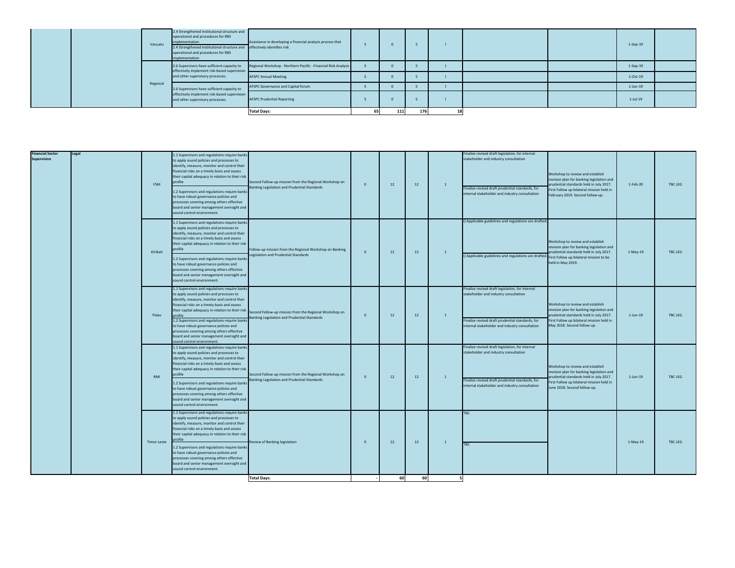| | | | | | | | | | | | | |
|---|---|---|---|---|---|---|---|---|---|---|---|---|
| | | Vanuatu | 2.4 Strengthened institutional structure and operational and procedures for RBS implementation<br>2.4 Strengthened institutional structure and operational and procedures for RBS implementation | Assistance in developing a financial analysis process that effectively identifies risk | 5 | 0 | 5 | I | | | 1-Sep-19 | |
| | | Regional | 2.6 Supervisors have sufficient capacity to effectively implement risk-based supervision and other supervisory processes. | Regional Workshop - Northern Pacific - Financial Risk Analysis | 5 | 0 | 5 | I | | | 1-Sep-19 | |
| | | | | AFSPC Annual Meeting | 5 | 0 | 5 | I | | | 1-Oct-19 | |
| | | | 2.6 Supervisors have sufficient capacity to effectively implement risk-based supervision and other supervisory processes. | AFSPC Governance and Capital forum | 5 | 0 | 5 | I | | | 1-Jun-19 | |
| | | | | AFSPC Prudential Reporting | 5 | 0 | 5 | I | | | 1-Jul-19 | |
| | | | | **Total Days:** | 65 | 111 | 176 | 18 | | | | |

| | | | | | | | | | | | | |
|---|---|---|---|---|---|---|---|---|---|---|---|---|
| **Financial Sector Supervision** | **Legal** | FSM | 1.1 Supervisors and regulations require banks to apply sound policies and processes to identify, measure, monitor and control their financial risks on a timely basis and assess their capital adequacy in relation to their risk profile<br>1.2 Supervisors and regulations require banks to have robust governance policies and processes covering among others effective board and senior management oversight and sound control environment. | Second Follow-up mission from the Regional Workshop on Banking Legislation and Prudential Standards | 0 | 12 | 12 | 1 | Finalize revised draft legislation, for internal stakeholder and industry consultation<br>Finalize revised draft prudential standards, for internal stakeholder and industry consultation | Workshop to review and establish revision plan for banking legislation and prudential standards held in July 2017. First Follow up bilateral mission held in February 2019. Second follow-up. | 1-Feb-20 | TBC LEG |
| | | Kiribati | 1.1 Supervisors and regulations require banks to apply sound policies and processes to identify, measure, monitor and control their financial risks on a timely basis and assess their capital adequacy in relation to their risk profile<br>1.2 Supervisors and regulations require banks to have robust governance policies and processes covering among others effective board and senior management oversight and sound control environment. | Follow-up mission from the Regional Workshop on Banking Legislation and Prudential Standards | 0 | 12 | 12 | 1 | i) Applicable guidelines and regulations are drafted.<br>i) Applicable guidelines and regulations are drafted. | Workshop to review and establish revision plan for banking legislation and prudential standards held in July 2017. First Follow up bilateral mission to be held in May 2019. | 1-May-19 | TBC LEG |
| | | Palau | 1.1 Supervisors and regulations require banks to apply sound policies and processes to identify, measure, monitor and control their financial risks on a timely basis and assess their capital adequacy in relation to their risk profile<br>1.2 Supervisors and regulations require banks to have robust governance policies and processes covering among others effective board and senior management oversight and sound control environment. | Second Follow-up mission from the Regional Workshop on Banking Legislation and Prudential Standards | 0 | 12 | 12 | 1 | Finalize revised draft legislation, for internal stakeholder and industry consultation<br>Finalize revised draft prudential standards, for internal stakeholder and industry consultation | Workshop to review and establish revision plan for banking legislation and prudential standards held in July 2017. First Follow up bilateral mission held in May 2018. Second follow-up. | 1-Jun-19 | TBC LEG |
| | | RMI | 1.1 Supervisors and regulations require banks to apply sound policies and processes to identify, measure, monitor and control their financial risks on a timely basis and assess their capital adequacy in relation to their risk profile<br>1.2 Supervisors and regulations require banks to have robust governance policies and processes covering among others effective board and senior management oversight and sound control environment. | Second Follow-up mission from the Regional Workshop on Banking Legislation and Prudential Standards | 0 | 12 | 12 | 1 | Finalize revised draft legislation, for internal stakeholder and industry consultation<br>Finalize revised draft prudential standards, for internal stakeholder and industry consultation | Workshop to review and establish revision plan for banking legislation and prudential standards held in July 2017. First Follow up bilateral mission held in June 2018. Second follow-up. | 1-Jun-19 | TBC LEG |
| | | Timor-Leste | 1.1 Supervisors and regulations require banks to apply sound policies and processes to identify, measure, monitor and control their financial risks on a timely basis and assess their capital adequacy in relation to their risk profile<br>1.2 Supervisors and regulations require banks to have robust governance policies and processes covering among others effective board and senior management oversight and sound control environment. | Review of Banking legislation | 0 | 12 | 12 | 1 | TBC<br>TBC | | 1-May-19 | TBC LEG |
| | | | | **Total Days:** | - | 60 | 60 | 5 | | | | |